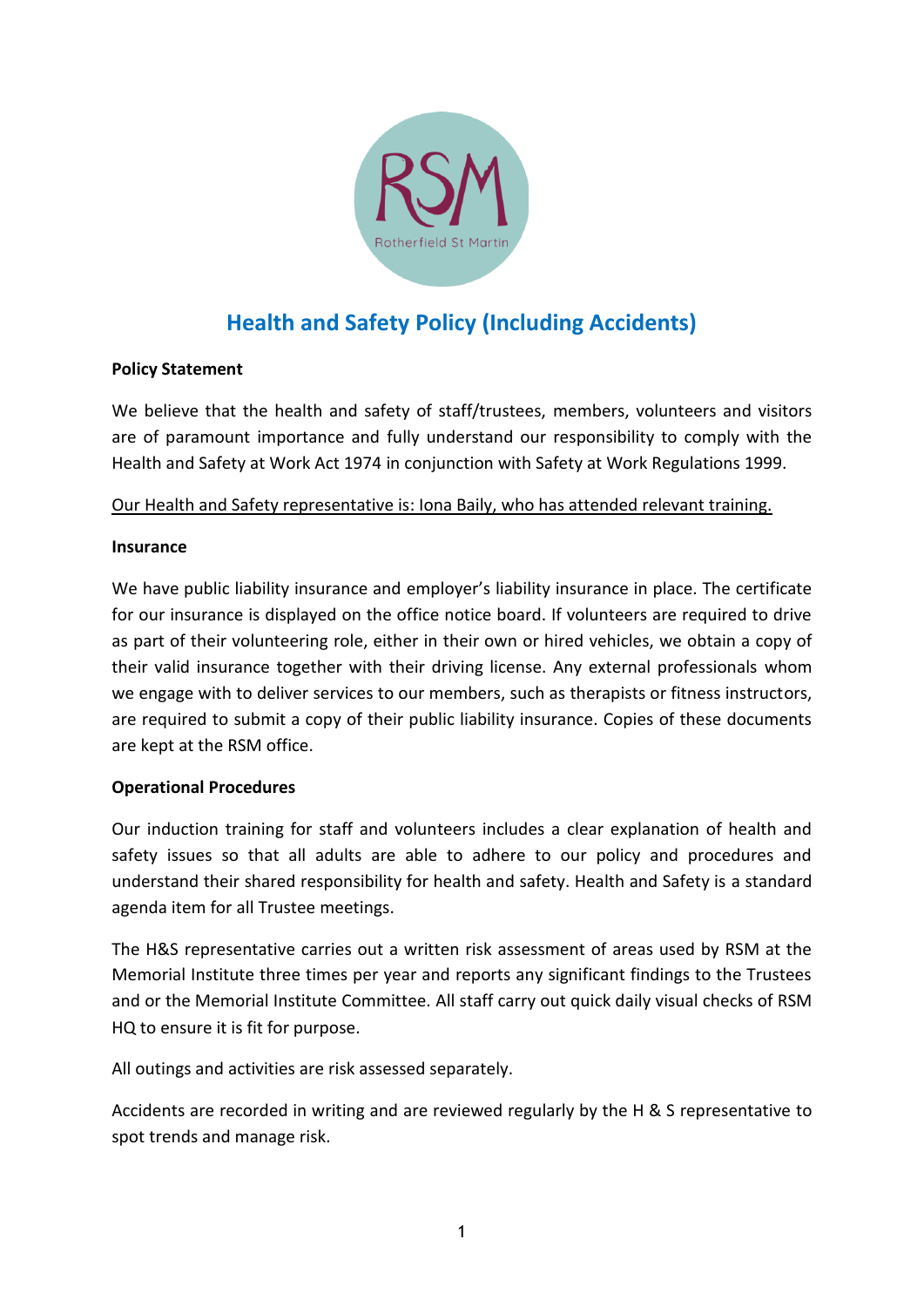# Health and Safety Policy (Including Accidents)

**Policy Statement**

We believe that the health and safety of staff/trustees, members, volunteers and visitors are of paramount importance and fully understand our responsibility to comply with the Health and Safety at Work Act 1974 in conjunction with Safety at Work Regulations 1999.

Our Health and Safety representative is: Iona Baily, who has attended relevant training.

**Insurance**

We have public liability insurance and employer's liability insurance in place. The certificate for our insurance is displayed on the office notice board. If volunteers are required to drive as part of their volunteering role, either in their own or hired vehicles, we obtain a copy of their valid insurance together with their driving license. Any external professionals whom we engage with to deliver services to our members, such as therapists or fitness instructors, are required to submit a copy of their public liability insurance. Copies of these documents are kept at the RSM office.

**Operational Procedures**

Our induction training for staff and volunteers includes a clear explanation of health and safety issues so that all adults are able to adhere to our policy and procedures and understand their shared responsibility for health and safety. Health and Safety is a standard agenda item for all Trustee meetings.

The H&S representative carries out a written risk assessment of areas used by RSM at the Memorial Institute three times per year and reports any significant findings to the Trustees and or the Memorial Institute Committee. All staff carry out quick daily visual checks of RSM HQ to ensure it is fit for purpose.

All outings and activities are risk assessed separately.

Accidents are recorded in writing and are reviewed regularly by the H & S representative to spot trends and manage risk.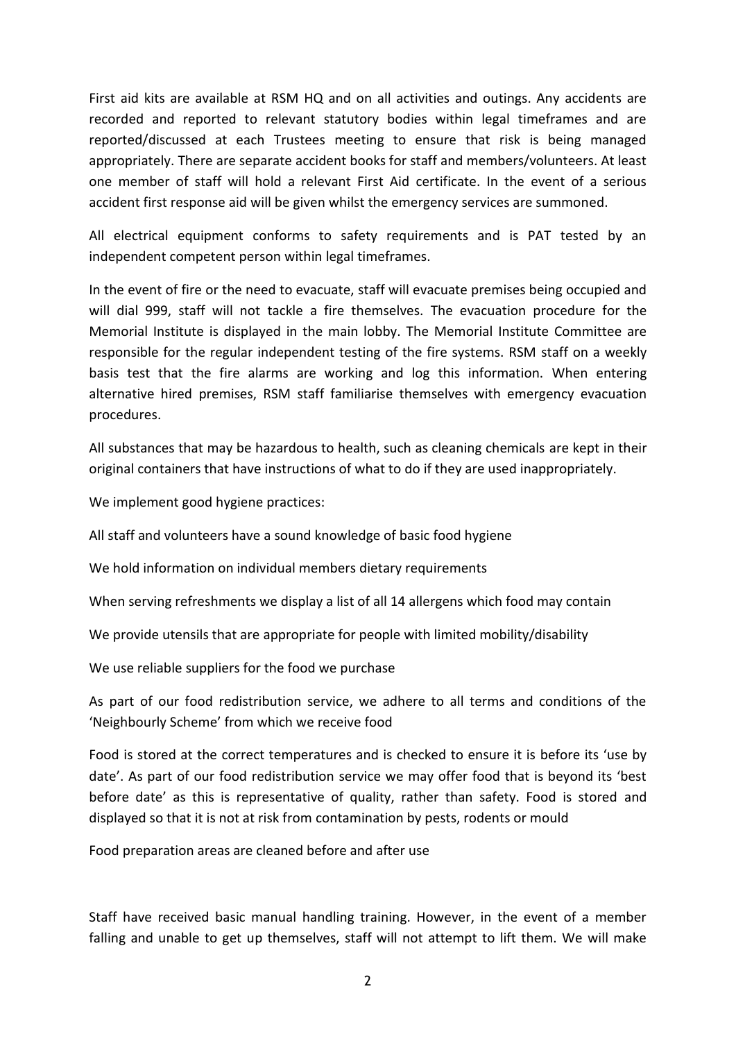First aid kits are available at RSM HQ and on all activities and outings. Any accidents are recorded and reported to relevant statutory bodies within legal timeframes and are reported/discussed at each Trustees meeting to ensure that risk is being managed appropriately. There are separate accident books for staff and members/volunteers. At least one member of staff will hold a relevant First Aid certificate. In the event of a serious accident first response aid will be given whilst the emergency services are summoned.

All electrical equipment conforms to safety requirements and is PAT tested by an independent competent person within legal timeframes.

In the event of fire or the need to evacuate, staff will evacuate premises being occupied and will dial 999, staff will not tackle a fire themselves. The evacuation procedure for the Memorial Institute is displayed in the main lobby. The Memorial Institute Committee are responsible for the regular independent testing of the fire systems. RSM staff on a weekly basis test that the fire alarms are working and log this information. When entering alternative hired premises, RSM staff familiarise themselves with emergency evacuation procedures.

All substances that may be hazardous to health, such as cleaning chemicals are kept in their original containers that have instructions of what to do if they are used inappropriately.

We implement good hygiene practices:

All staff and volunteers have a sound knowledge of basic food hygiene

We hold information on individual members dietary requirements

When serving refreshments we display a list of all 14 allergens which food may contain

We provide utensils that are appropriate for people with limited mobility/disability

We use reliable suppliers for the food we purchase

As part of our food redistribution service, we adhere to all terms and conditions of the 'Neighbourly Scheme' from which we receive food

Food is stored at the correct temperatures and is checked to ensure it is before its 'use by date'. As part of our food redistribution service we may offer food that is beyond its 'best before date' as this is representative of quality, rather than safety. Food is stored and displayed so that it is not at risk from contamination by pests, rodents or mould

Food preparation areas are cleaned before and after use

Staff have received basic manual handling training. However, in the event of a member falling and unable to get up themselves, staff will not attempt to lift them. We will make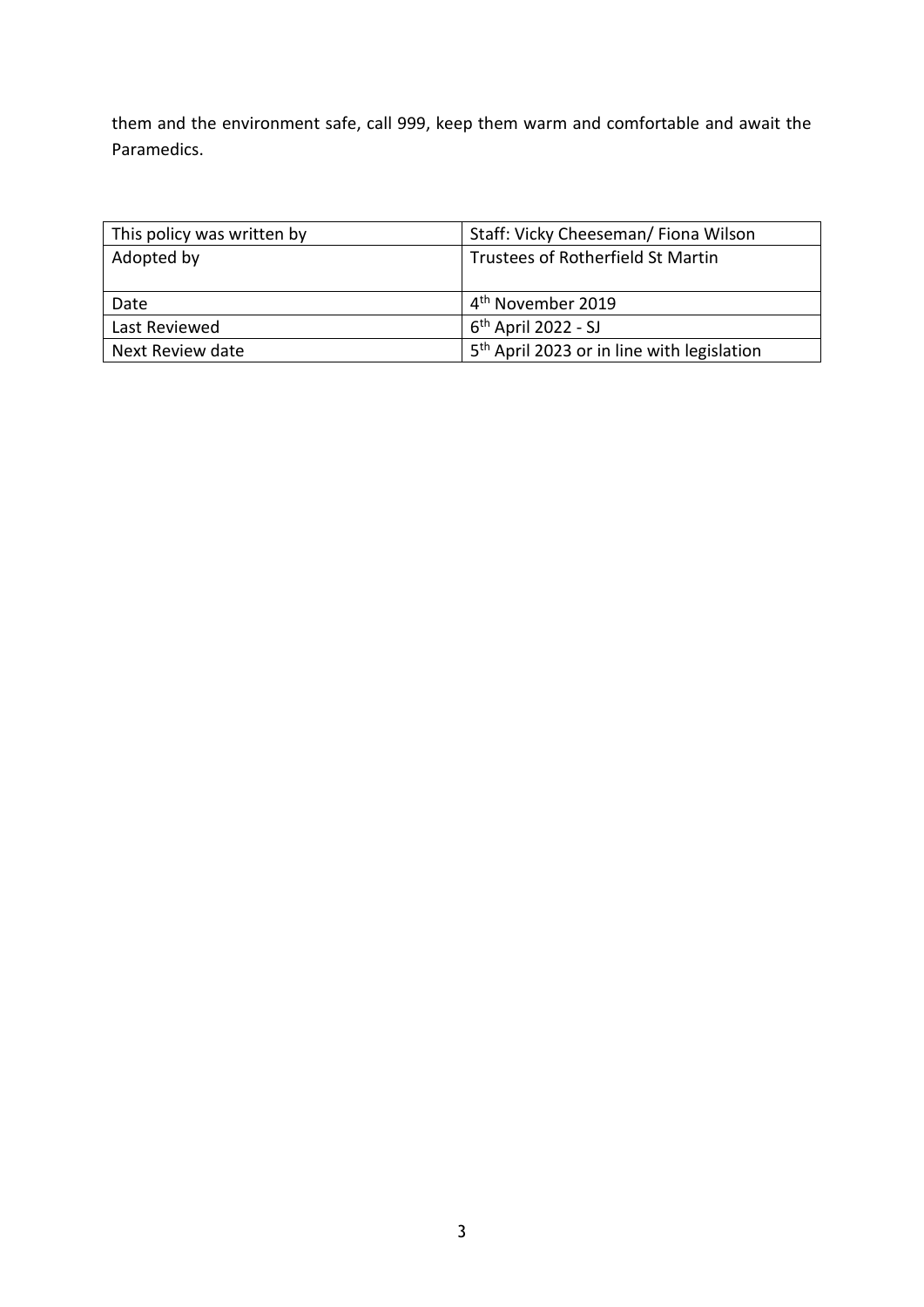them and the environment safe, call 999, keep them warm and comfortable and await the Paramedics.

| | |
|---|---|
| This policy was written by | Staff: Vicky Cheeseman/ Fiona Wilson |
| Adopted by | Trustees of Rotherfield St Martin |
| Date | 4th November 2019 |
| Last Reviewed | 6th April 2022 - SJ |
| Next Review date | 5th April 2023 or in line with legislation |